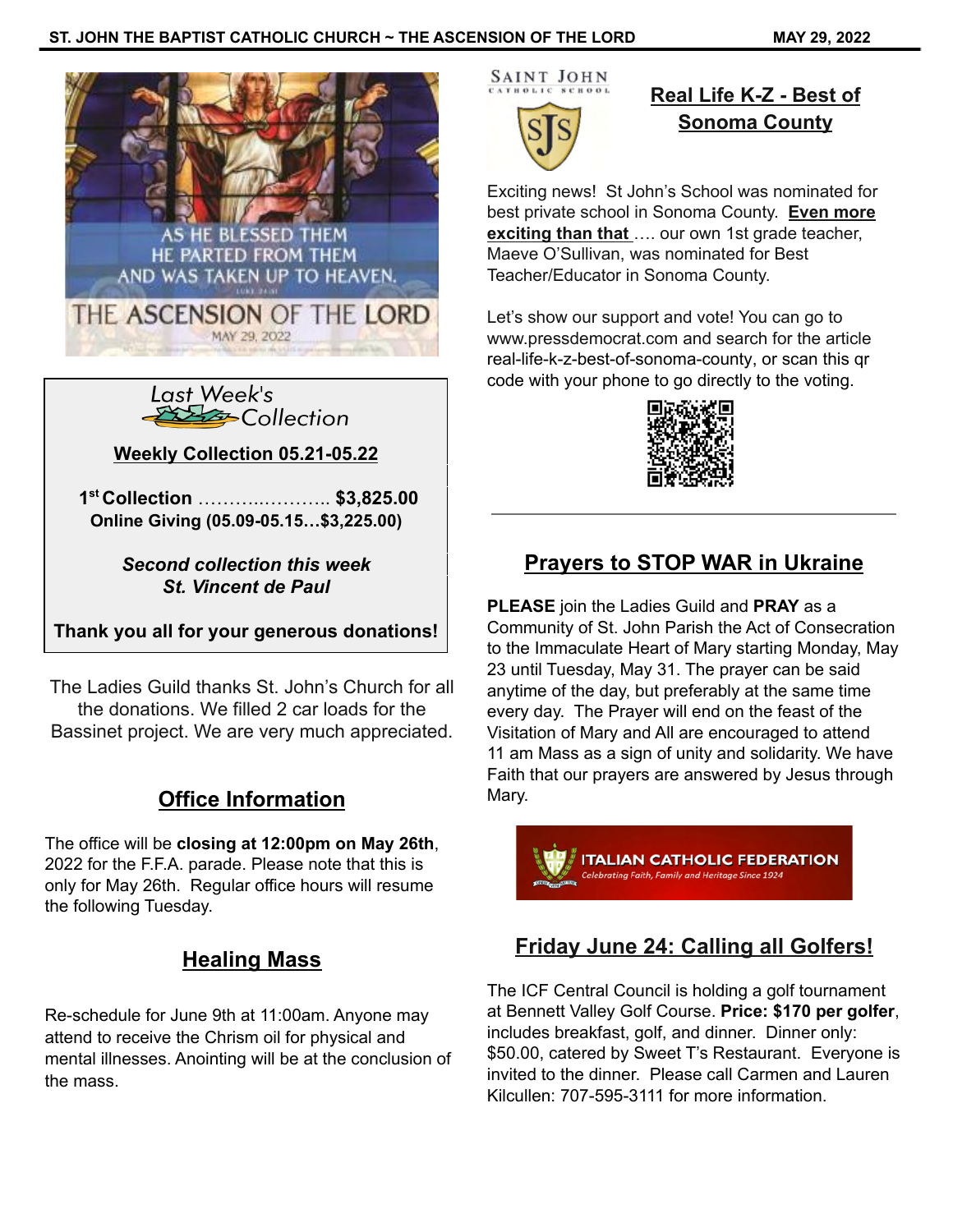AS HE BLESSED THEM
HE PARTED FROM THEM
AND WAS TAKEN UP TO HEAVEN.

THE ASCENSION OF THE LORD
MAY 29, 2022

## Last Week's Collection

**Weekly Collection 05.21-05.22**

**1st Collection ……….………. $3,825.00**
**Online Giving (05.09-05.15…$3,225.00)**

***Second collection this week***
***St. Vincent de Paul***

**Thank you all for your generous donations!**

The Ladies Guild thanks St. John's Church for all the donations. We filled 2 car loads for the Bassinet project. We are very much appreciated.

## Office Information

The office will be **closing at 12:00pm on May 26th**, 2022 for the F.F.A. parade. Please note that this is only for May 26th. Regular office hours will resume the following Tuesday.

## Healing Mass

Re-schedule for June 9th at 11:00am. Anyone may attend to receive the Chrism oil for physical and mental illnesses. Anointing will be at the conclusion of the mass.

SAINT JOHN CATHOLIC SCHOOL

## Real Life K-Z - Best of Sonoma County

Exciting news! St John's School was nominated for best private school in Sonoma County. **Even more exciting than that** …. our own 1st grade teacher, Maeve O'Sullivan, was nominated for Best Teacher/Educator in Sonoma County.

Let's show our support and vote! You can go to www.pressdemocrat.com and search for the article real-life-k-z-best-of-sonoma-county, or scan this qr code with your phone to go directly to the voting.

---

## Prayers to STOP WAR in Ukraine

**PLEASE** join the Ladies Guild and **PRAY** as a Community of St. John Parish the Act of Consecration to the Immaculate Heart of Mary starting Monday, May 23 until Tuesday, May 31. The prayer can be said anytime of the day, but preferably at the same time every day. The Prayer will end on the feast of the Visitation of Mary and All are encouraged to attend 11 am Mass as a sign of unity and solidarity. We have Faith that our prayers are answered by Jesus through Mary.

ITALIAN CATHOLIC FEDERATION
*Celebrating Faith, Family and Heritage Since 1924*

## Friday June 24: Calling all Golfers!

The ICF Central Council is holding a golf tournament at Bennett Valley Golf Course. **Price: $170 per golfer**, includes breakfast, golf, and dinner. Dinner only: $50.00, catered by Sweet T's Restaurant. Everyone is invited to the dinner. Please call Carmen and Lauren Kilcullen: 707-595-3111 for more information.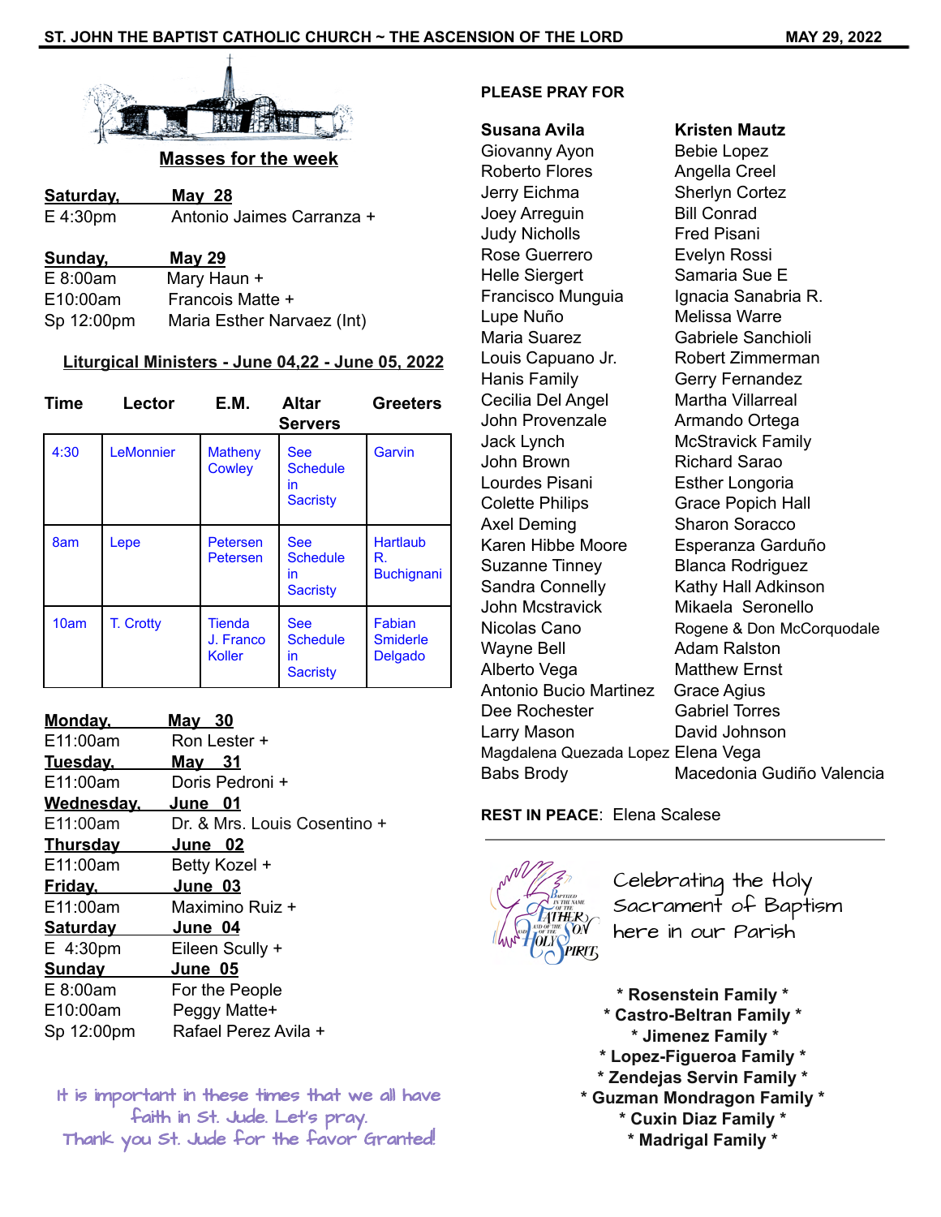## Masses for the week

**Saturday, May 28**
E 4:30pm Antonio Jaimes Carranza +

**Sunday, May 29**
E 8:00am Mary Haun +
E10:00am Francois Matte +
Sp 12:00pm Maria Esther Narvaez (Int)

### Liturgical Ministers - June 04,22 - June 05, 2022

| Time | Lector | E.M. | Altar Servers | Greeters |
|---|---|---|---|---|
| 4:30 | LeMonnier | Matheny Cowley | See Schedule in Sacristy | Garvin |
| 8am | Lepe | Petersen Petersen | See Schedule in Sacristy | Hartlaub R. Buchignani |
| 10am | T. Crotty | Tienda J. Franco Koller | See Schedule in Sacristy | Fabian Smiderle Delgado |

**Monday, May 30**
E11:00am Ron Lester +

**Tuesday, May 31**
E11:00am Doris Pedroni +

**Wednesday, June 01**
E11:00am Dr. & Mrs. Louis Cosentino +

**Thursday June 02**
E11:00am Betty Kozel +

**Friday, June 03**
E11:00am Maximino Ruiz +

**Saturday June 04**
E 4:30pm Eileen Scully +

**Sunday June 05**
E 8:00am For the People
E10:00am Peggy Matte+
Sp 12:00pm Rafael Perez Avila +

It is important in these times that we all have faith in St. Jude. Let's pray.
Thank you St. Jude for the favor Granted!

**PLEASE PRAY FOR**

**Susana Avila**
Giovanny Ayon
Roberto Flores
Jerry Eichma
Joey Arreguin
Judy Nicholls
Rose Guerrero
Helle Siergert
Francisco Munguia
Lupe Nuño
Maria Suarez
Louis Capuano Jr.
Hanis Family
Cecilia Del Angel
John Provenzale
Jack Lynch
John Brown
Lourdes Pisani
Colette Philips
Axel Deming
Karen Hibbe Moore
Suzanne Tinney
Sandra Connelly
John Mcstravick
Nicolas Cano
Wayne Bell
Alberto Vega
Antonio Bucio Martinez
Dee Rochester
Larry Mason
Magdalena Quezada Lopez
Babs Brody
**Kristen Mautz**
Bebie Lopez
Angella Creel
Sherlyn Cortez
Bill Conrad
Fred Pisani
Evelyn Rossi
Samaria Sue E
Ignacia Sanabria R.
Melissa Warre
Gabriele Sanchioli
Robert Zimmerman
Gerry Fernandez
Martha Villarreal
Armando Ortega
McStravick Family
Richard Sarao
Esther Longoria
Grace Popich Hall
Sharon Soracco
Esperanza Garduño
Blanca Rodriguez
Kathy Hall Adkinson
Mikaela Seronello
Rogene & Don McCorquodale
Adam Ralston
Matthew Ernst
Grace Agius
Gabriel Torres
David Johnson
Elena Vega
Macedonia Gudiño Valencia

**REST IN PEACE**: Elena Scalese

Celebrating the Holy Sacrament of Baptism here in our Parish

**\* Rosenstein Family \***
**\* Castro-Beltran Family \***
**\* Jimenez Family \***
**\* Lopez-Figueroa Family \***
**\* Zendejas Servin Family \***
**\* Guzman Mondragon Family \***
**\* Cuxin Diaz Family \***
**\* Madrigal Family \***